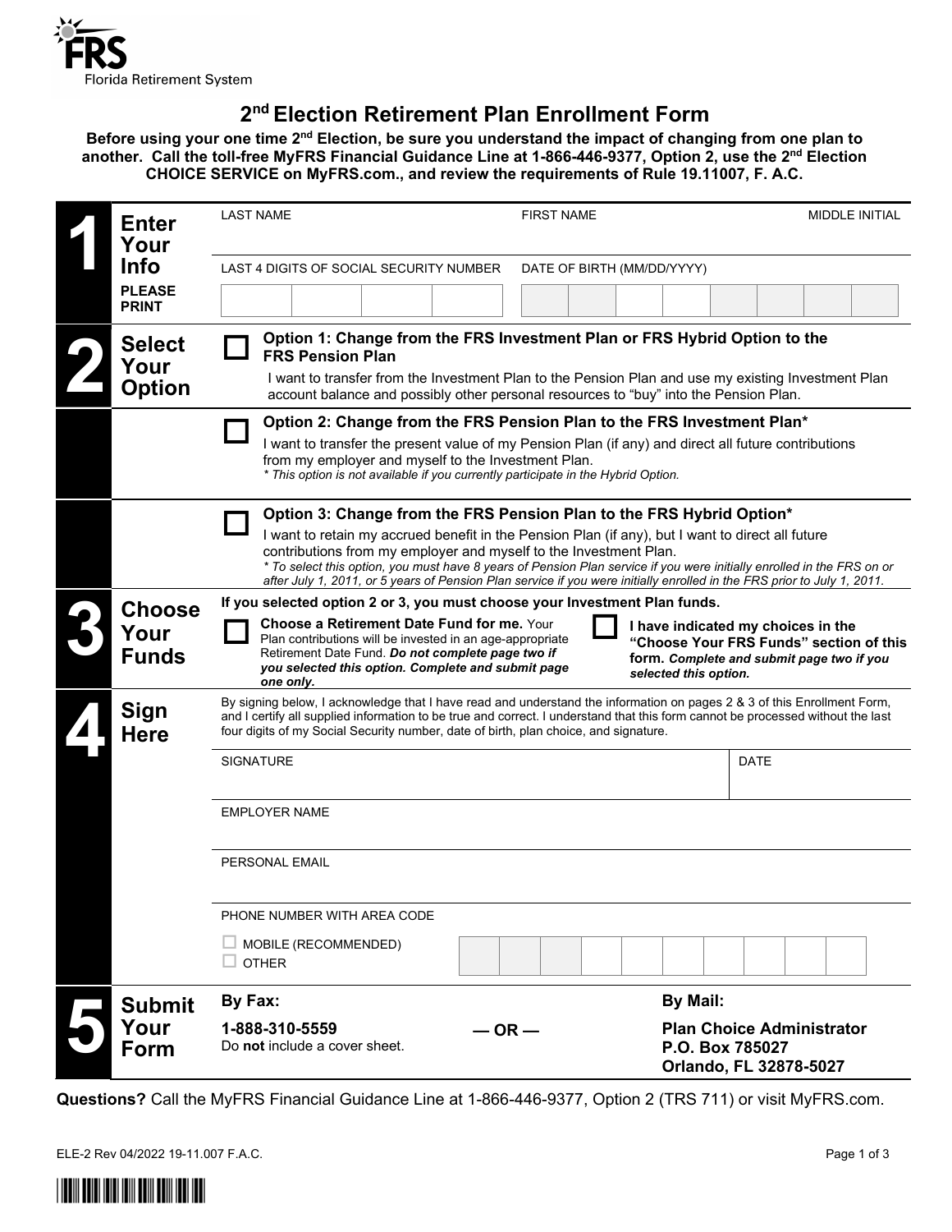FRS
Florida Retirement System

# 2nd Election Retirement Plan Enrollment Form

**Before using your one time 2nd Election, be sure you understand the impact of changing from one plan to another. Call the toll-free MyFRS Financial Guidance Line at 1-866-446-9377, Option 2, use the 2nd Election CHOICE SERVICE on MyFRS.com., and review the requirements of Rule 19.11007, F. A.C.**

## 1 Enter Your Info

**PLEASE PRINT**

| LAST NAME | FIRST NAME | MIDDLE INITIAL |
|---|---|---|
| | | |

| LAST 4 DIGITS OF SOCIAL SECURITY NUMBER | DATE OF BIRTH (MM/DD/YYYY) |
|---|---|
| | |

## 2 Select Your Option

☐ **Option 1: Change from the FRS Investment Plan or FRS Hybrid Option to the FRS Pension Plan**

I want to transfer from the Investment Plan to the Pension Plan and use my existing Investment Plan account balance and possibly other personal resources to "buy" into the Pension Plan.

☐ **Option 2: Change from the FRS Pension Plan to the FRS Investment Plan***

I want to transfer the present value of my Pension Plan (if any) and direct all future contributions from my employer and myself to the Investment Plan.

*\* This option is not available if you currently participate in the Hybrid Option.*

☐ **Option 3: Change from the FRS Pension Plan to the FRS Hybrid Option***

I want to retain my accrued benefit in the Pension Plan (if any), but I want to direct all future contributions from my employer and myself to the Investment Plan.

*\* To select this option, you must have 8 years of Pension Plan service if you were initially enrolled in the FRS on or after July 1, 2011, or 5 years of Pension Plan service if you were initially enrolled in the FRS prior to July 1, 2011.*

## 3 Choose Your Funds

**If you selected option 2 or 3, you must choose your Investment Plan funds.**

☐ **Choose a Retirement Date Fund for me.** Your Plan contributions will be invested in an age-appropriate Retirement Date Fund. ***Do not complete page two if you selected this option. Complete and submit page one only.***

☐ **I have indicated my choices in the "Choose Your FRS Funds" section of this form.** ***Complete and submit page two if you selected this option.***

## 4 Sign Here

By signing below, I acknowledge that I have read and understand the information on pages 2 & 3 of this Enrollment Form, and I certify all supplied information to be true and correct. I understand that this form cannot be processed without the last four digits of my Social Security number, date of birth, plan choice, and signature.

| SIGNATURE | DATE |
|---|---|
| | |

EMPLOYER NAME

PERSONAL EMAIL

PHONE NUMBER WITH AREA CODE

☐ MOBILE (RECOMMENDED)
☐ OTHER

## 5 Submit Your Form

**By Fax:**

**1-888-310-5559**
Do **not** include a cover sheet.

**— OR —**

**By Mail:**

**Plan Choice Administrator**
**P.O. Box 785027**
**Orlando, FL 32878-5027**

**Questions?** Call the MyFRS Financial Guidance Line at 1-866-446-9377, Option 2 (TRS 711) or visit MyFRS.com.

ELE-2 Rev 04/2022 19-11.007 F.A.C.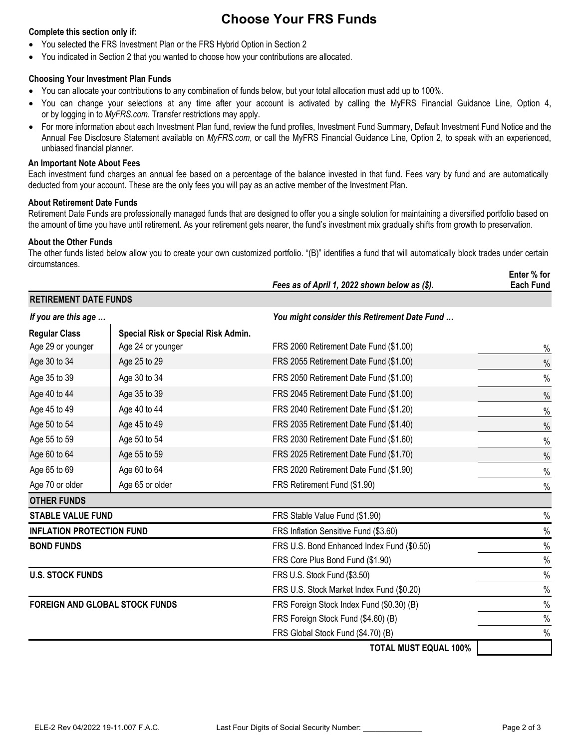# Choose Your FRS Funds

**Complete this section only if:**

- You selected the FRS Investment Plan or the FRS Hybrid Option in Section 2
- You indicated in Section 2 that you wanted to choose how your contributions are allocated.

**Choosing Your Investment Plan Funds**

- You can allocate your contributions to any combination of funds below, but your total allocation must add up to 100%.
- You can change your selections at any time after your account is activated by calling the MyFRS Financial Guidance Line, Option 4, or by logging in to *MyFRS.com*. Transfer restrictions may apply.
- For more information about each Investment Plan fund, review the fund profiles, Investment Fund Summary, Default Investment Fund Notice and the Annual Fee Disclosure Statement available on *MyFRS.com*, or call the MyFRS Financial Guidance Line, Option 2, to speak with an experienced, unbiased financial planner.

**An Important Note About Fees**

Each investment fund charges an annual fee based on a percentage of the balance invested in that fund. Fees vary by fund and are automatically deducted from your account. These are the only fees you will pay as an active member of the Investment Plan.

**About Retirement Date Funds**

Retirement Date Funds are professionally managed funds that are designed to offer you a single solution for maintaining a diversified portfolio based on the amount of time you have until retirement. As your retirement gets nearer, the fund's investment mix gradually shifts from growth to preservation.

**About the Other Funds**

The other funds listed below allow you to create your own customized portfolio. "(B)" identifies a fund that will automatically block trades under certain circumstances.

| | | *Fees as of April 1, 2022 shown below as ($).* | **Enter % for Each Fund** |
|---|---|---|---|
| **RETIREMENT DATE FUNDS** | | | |
| *If you are this age …* | | *You might consider this Retirement Date Fund …* | |
| **Regular Class** | **Special Risk or Special Risk Admin.** | | |
| Age 29 or younger | Age 24 or younger | FRS 2060 Retirement Date Fund ($1.00) | % |
| Age 30 to 34 | Age 25 to 29 | FRS 2055 Retirement Date Fund ($1.00) | % |
| Age 35 to 39 | Age 30 to 34 | FRS 2050 Retirement Date Fund ($1.00) | % |
| Age 40 to 44 | Age 35 to 39 | FRS 2045 Retirement Date Fund ($1.00) | % |
| Age 45 to 49 | Age 40 to 44 | FRS 2040 Retirement Date Fund ($1.20) | % |
| Age 50 to 54 | Age 45 to 49 | FRS 2035 Retirement Date Fund ($1.40) | % |
| Age 55 to 59 | Age 50 to 54 | FRS 2030 Retirement Date Fund ($1.60) | % |
| Age 60 to 64 | Age 55 to 59 | FRS 2025 Retirement Date Fund ($1.70) | % |
| Age 65 to 69 | Age 60 to 64 | FRS 2020 Retirement Date Fund ($1.90) | % |
| Age 70 or older | Age 65 or older | FRS Retirement Fund ($1.90) | % |
| **OTHER FUNDS** | | | |
| **STABLE VALUE FUND** | | FRS Stable Value Fund ($1.90) | % |
| **INFLATION PROTECTION FUND** | | FRS Inflation Sensitive Fund ($3.60) | % |
| **BOND FUNDS** | | FRS U.S. Bond Enhanced Index Fund ($0.50) | % |
| | | FRS Core Plus Bond Fund ($1.90) | % |
| **U.S. STOCK FUNDS** | | FRS U.S. Stock Fund ($3.50) | % |
| | | FRS U.S. Stock Market Index Fund ($0.20) | % |
| **FOREIGN AND GLOBAL STOCK FUNDS** | | FRS Foreign Stock Index Fund ($0.30) (B) | % |
| | | FRS Foreign Stock Fund ($4.60) (B) | % |
| | | FRS Global Stock Fund ($4.70) (B) | % |
| | | **TOTAL MUST EQUAL 100%** | |

ELE-2 Rev 04/2022 19-11.007 F.A.C.  Last Four Digits of Social Security Number: ______________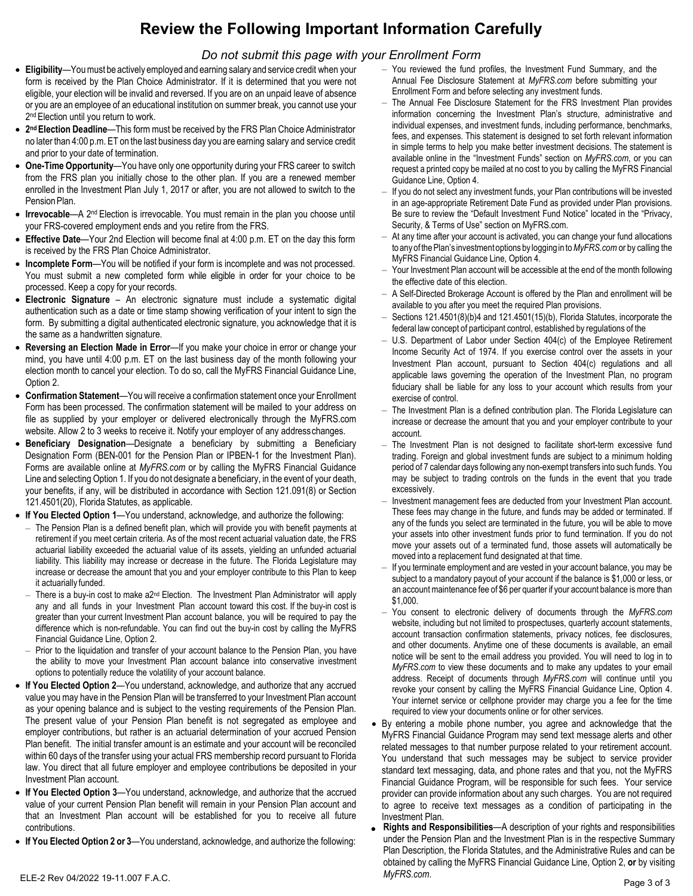# Review the Following Important Information Carefully

*Do not submit this page with your Enrollment Form*

- **Eligibility**—You must be actively employed and earning salary and service credit when your form is received by the Plan Choice Administrator. If it is determined that you were not eligible, your election will be invalid and reversed. If you are on an unpaid leave of absence or you are an employee of an educational institution on summer break, you cannot use your 2nd Election until you return to work.
- **2nd Election Deadline**—This form must be received by the FRS Plan Choice Administrator no later than 4:00 p.m. ET on the last business day you are earning salary and service credit and prior to your date of termination.
- **One-Time Opportunity**—You have only one opportunity during your FRS career to switch from the FRS plan you initially chose to the other plan. If you are a renewed member enrolled in the Investment Plan July 1, 2017 or after, you are not allowed to switch to the Pension Plan.
- **Irrevocable**—A 2nd Election is irrevocable. You must remain in the plan you choose until your FRS-covered employment ends and you retire from the FRS.
- **Effective Date**—Your 2nd Election will become final at 4:00 p.m. ET on the day this form is received by the FRS Plan Choice Administrator.
- **Incomplete Form**—You will be notified if your form is incomplete and was not processed. You must submit a new completed form while eligible in order for your choice to be processed. Keep a copy for your records.
- **Electronic Signature** – An electronic signature must include a systematic digital authentication such as a date or time stamp showing verification of your intent to sign the form. By submitting a digital authenticated electronic signature, you acknowledge that it is the same as a handwritten signature.
- **Reversing an Election Made in Error**—If you make your choice in error or change your mind, you have until 4:00 p.m. ET on the last business day of the month following your election month to cancel your election. To do so, call the MyFRS Financial Guidance Line, Option 2.
- **Confirmation Statement**—You will receive a confirmation statement once your Enrollment Form has been processed. The confirmation statement will be mailed to your address on file as supplied by your employer or delivered electronically through the MyFRS.com website. Allow 2 to 3 weeks to receive it. Notify your employer of any address changes.
- **Beneficiary Designation**—Designate a beneficiary by submitting a Beneficiary Designation Form (BEN-001 for the Pension Plan or IPBEN-1 for the Investment Plan). Forms are available online at *MyFRS.com* or by calling the MyFRS Financial Guidance Line and selecting Option 1. If you do not designate a beneficiary, in the event of your death, your benefits, if any, will be distributed in accordance with Section 121.091(8) or Section 121.4501(20), Florida Statutes, as applicable.
- **If You Elected Option 1**—You understand, acknowledge, and authorize the following:
  - The Pension Plan is a defined benefit plan, which will provide you with benefit payments at retirement if you meet certain criteria. As of the most recent actuarial valuation date, the FRS actuarial liability exceeded the actuarial value of its assets, yielding an unfunded actuarial liability. This liability may increase or decrease in the future. The Florida Legislature may increase or decrease the amount that you and your employer contribute to this Plan to keep it actuarially funded.
  - There is a buy-in cost to make a2nd Election. The Investment Plan Administrator will apply any and all funds in your Investment Plan account toward this cost. If the buy-in cost is greater than your current Investment Plan account balance, you will be required to pay the difference which is non-refundable. You can find out the buy-in cost by calling the MyFRS Financial Guidance Line, Option 2.
  - Prior to the liquidation and transfer of your account balance to the Pension Plan, you have the ability to move your Investment Plan account balance into conservative investment options to potentially reduce the volatility of your account balance.
- **If You Elected Option 2**—You understand, acknowledge, and authorize that any accrued value you may have in the Pension Plan will be transferred to your Investment Plan account as your opening balance and is subject to the vesting requirements of the Pension Plan. The present value of your Pension Plan benefit is not segregated as employee and employer contributions, but rather is an actuarial determination of your accrued Pension Plan benefit. The initial transfer amount is an estimate and your account will be reconciled within 60 days of the transfer using your actual FRS membership record pursuant to Florida law. You direct that all future employer and employee contributions be deposited in your Investment Plan account.
- **If You Elected Option 3**—You understand, acknowledge, and authorize that the accrued value of your current Pension Plan benefit will remain in your Pension Plan account and that an Investment Plan account will be established for you to receive all future contributions.
- **If You Elected Option 2 or 3**—You understand, acknowledge, and authorize the following:
  - You reviewed the fund profiles, the Investment Fund Summary, and the Annual Fee Disclosure Statement at *MyFRS.com* before submitting your Enrollment Form and before selecting any investment funds.
  - The Annual Fee Disclosure Statement for the FRS Investment Plan provides information concerning the Investment Plan's structure, administrative and individual expenses, and investment funds, including performance, benchmarks, fees, and expenses. This statement is designed to set forth relevant information in simple terms to help you make better investment decisions. The statement is available online in the "Investment Funds" section on *MyFRS.com*, or you can request a printed copy be mailed at no cost to you by calling the MyFRS Financial Guidance Line, Option 4.
  - If you do not select any investment funds, your Plan contributions will be invested in an age-appropriate Retirement Date Fund as provided under Plan provisions. Be sure to review the "Default Investment Fund Notice" located in the "Privacy, Security, & Terms of Use" section on MyFRS.com.
  - At any time after your account is activated, you can change your fund allocations to any of the Plan's investment options by logging in to *MyFRS.com* or by calling the MyFRS Financial Guidance Line, Option 4.
  - Your Investment Plan account will be accessible at the end of the month following the effective date of this election.
  - A Self-Directed Brokerage Account is offered by the Plan and enrollment will be available to you after you meet the required Plan provisions.
  - Sections 121.4501(8)(b)4 and 121.4501(15)(b), Florida Statutes, incorporate the federal law concept of participant control, established by regulations of the
  - U.S. Department of Labor under Section 404(c) of the Employee Retirement Income Security Act of 1974. If you exercise control over the assets in your Investment Plan account, pursuant to Section 404(c) regulations and all applicable laws governing the operation of the Investment Plan, no program fiduciary shall be liable for any loss to your account which results from your exercise of control.
  - The Investment Plan is a defined contribution plan. The Florida Legislature can increase or decrease the amount that you and your employer contribute to your account.
  - The Investment Plan is not designed to facilitate short-term excessive fund trading. Foreign and global investment funds are subject to a minimum holding period of 7 calendar days following any non-exempt transfers into such funds. You may be subject to trading controls on the funds in the event that you trade excessively.
  - Investment management fees are deducted from your Investment Plan account. These fees may change in the future, and funds may be added or terminated. If any of the funds you select are terminated in the future, you will be able to move your assets into other investment funds prior to fund termination. If you do not move your assets out of a terminated fund, those assets will automatically be moved into a replacement fund designated at that time.
  - If you terminate employment and are vested in your account balance, you may be subject to a mandatory payout of your account if the balance is $1,000 or less, or an account maintenance fee of $6 per quarter if your account balance is more than $1,000.
  - You consent to electronic delivery of documents through the *MyFRS.com* website, including but not limited to prospectuses, quarterly account statements, account transaction confirmation statements, privacy notices, fee disclosures, and other documents. Anytime one of these documents is available, an email notice will be sent to the email address you provided. You will need to log in to *MyFRS.com* to view these documents and to make any updates to your email address. Receipt of documents through *MyFRS.com* will continue until you revoke your consent by calling the MyFRS Financial Guidance Line, Option 4. Your internet service or cellphone provider may charge you a fee for the time required to view your documents online or for other services.
- By entering a mobile phone number, you agree and acknowledge that the MyFRS Financial Guidance Program may send text message alerts and other related messages to that number purpose related to your retirement account. You understand that such messages may be subject to service provider standard text messaging, data, and phone rates and that you, not the MyFRS Financial Guidance Program, will be responsible for such fees. Your service provider can provide information about any such charges. You are not required to agree to receive text messages as a condition of participating in the Investment Plan.
- **Rights and Responsibilities**—A description of your rights and responsibilities under the Pension Plan and the Investment Plan is in the respective Summary Plan Description, the Florida Statutes, and the Administrative Rules and can be obtained by calling the MyFRS Financial Guidance Line, Option 2, **or** by visiting *MyFRS.com*.

ELE-2 Rev 04/2022 19-11.007 F.A.C.